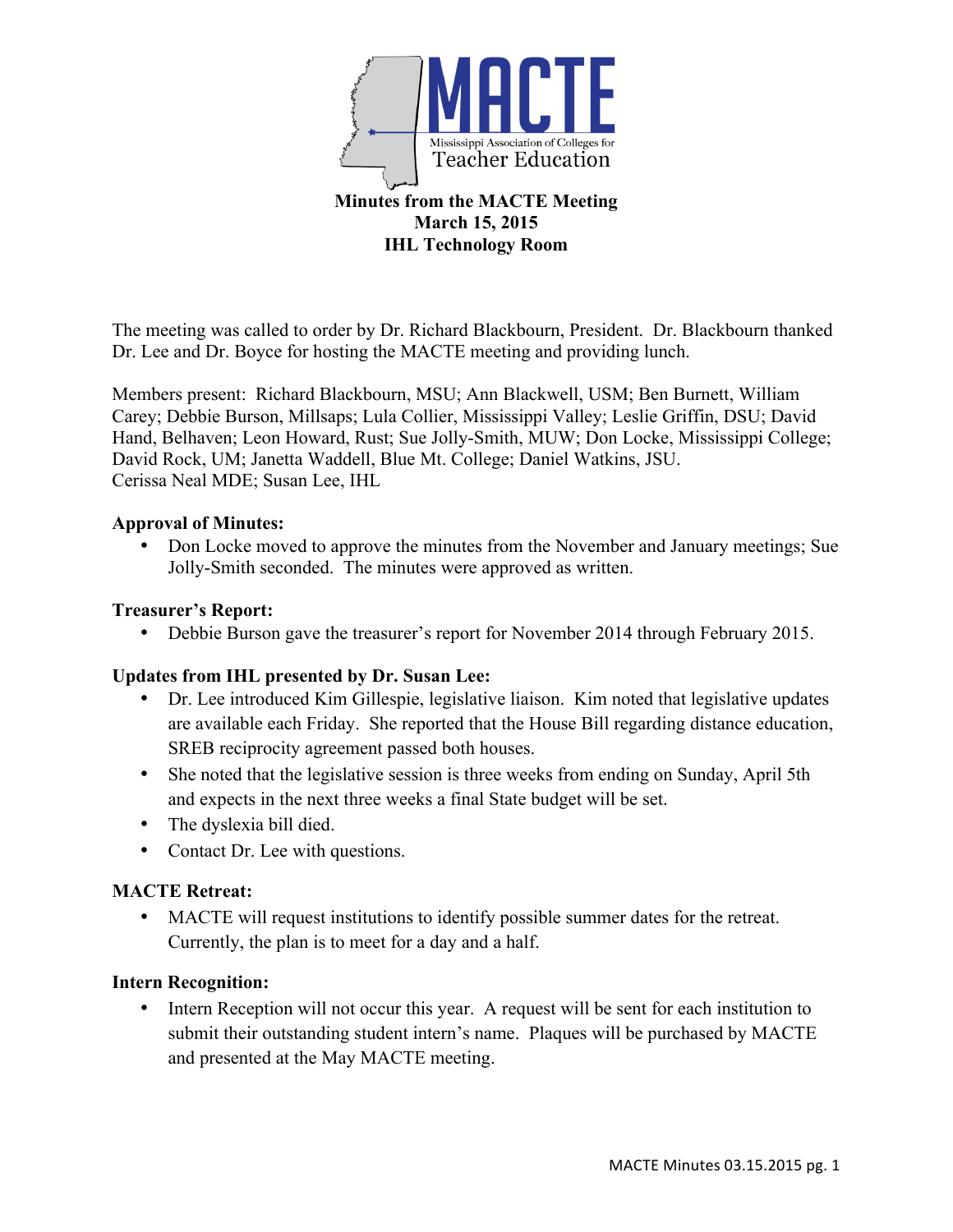MACTE

Mississippi Association of Colleges for Teacher Education

**Minutes from the MACTE Meeting**
**March 15, 2015**
**IHL Technology Room**

The meeting was called to order by Dr. Richard Blackbourn, President. Dr. Blackbourn thanked Dr. Lee and Dr. Boyce for hosting the MACTE meeting and providing lunch.

Members present: Richard Blackbourn, MSU; Ann Blackwell, USM; Ben Burnett, William Carey; Debbie Burson, Millsaps; Lula Collier, Mississippi Valley; Leslie Griffin, DSU; David Hand, Belhaven; Leon Howard, Rust; Sue Jolly-Smith, MUW; Don Locke, Mississippi College; David Rock, UM; Janetta Waddell, Blue Mt. College; Daniel Watkins, JSU.
Cerissa Neal MDE; Susan Lee, IHL

**Approval of Minutes:**

- Don Locke moved to approve the minutes from the November and January meetings; Sue Jolly-Smith seconded. The minutes were approved as written.

**Treasurer's Report:**

- Debbie Burson gave the treasurer's report for November 2014 through February 2015.

**Updates from IHL presented by Dr. Susan Lee:**

- Dr. Lee introduced Kim Gillespie, legislative liaison. Kim noted that legislative updates are available each Friday. She reported that the House Bill regarding distance education, SREB reciprocity agreement passed both houses.
- She noted that the legislative session is three weeks from ending on Sunday, April 5th and expects in the next three weeks a final State budget will be set.
- The dyslexia bill died.
- Contact Dr. Lee with questions.

**MACTE Retreat:**

- MACTE will request institutions to identify possible summer dates for the retreat. Currently, the plan is to meet for a day and a half.

**Intern Recognition:**

- Intern Reception will not occur this year. A request will be sent for each institution to submit their outstanding student intern's name. Plaques will be purchased by MACTE and presented at the May MACTE meeting.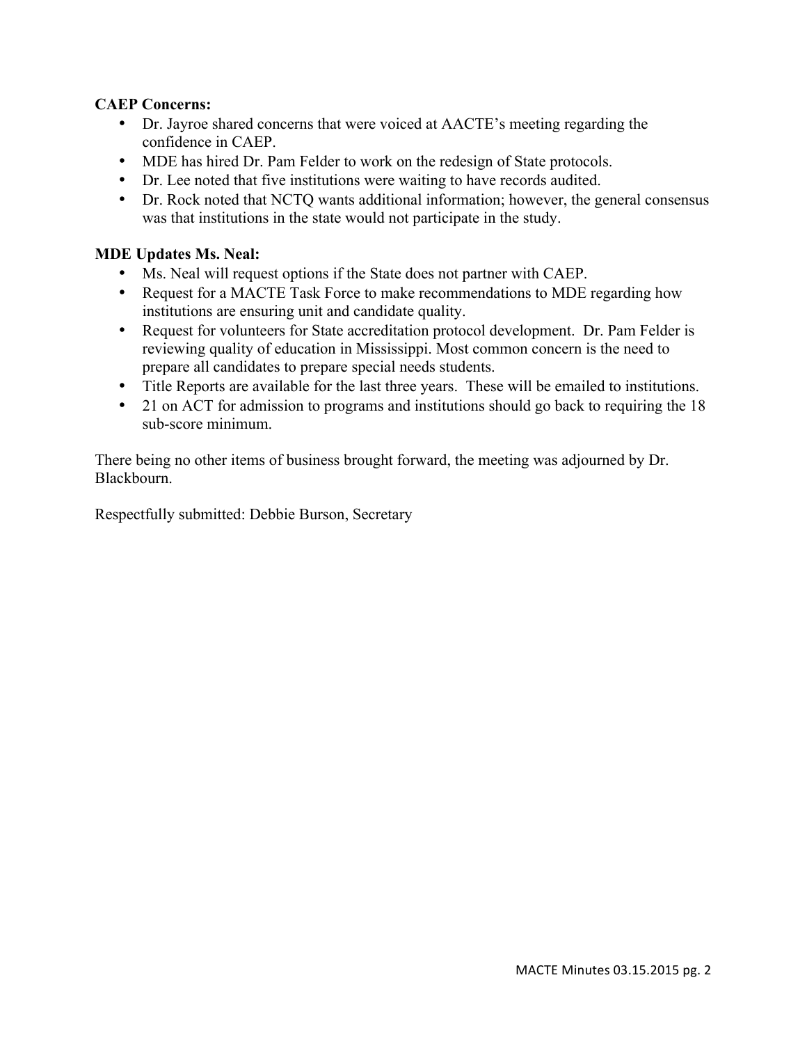**CAEP Concerns:**

- Dr. Jayroe shared concerns that were voiced at AACTE's meeting regarding the confidence in CAEP.
- MDE has hired Dr. Pam Felder to work on the redesign of State protocols.
- Dr. Lee noted that five institutions were waiting to have records audited.
- Dr. Rock noted that NCTQ wants additional information; however, the general consensus was that institutions in the state would not participate in the study.

**MDE Updates Ms. Neal:**

- Ms. Neal will request options if the State does not partner with CAEP.
- Request for a MACTE Task Force to make recommendations to MDE regarding how institutions are ensuring unit and candidate quality.
- Request for volunteers for State accreditation protocol development. Dr. Pam Felder is reviewing quality of education in Mississippi. Most common concern is the need to prepare all candidates to prepare special needs students.
- Title Reports are available for the last three years. These will be emailed to institutions.
- 21 on ACT for admission to programs and institutions should go back to requiring the 18 sub-score minimum.

There being no other items of business brought forward, the meeting was adjourned by Dr. Blackbourn.

Respectfully submitted: Debbie Burson, Secretary